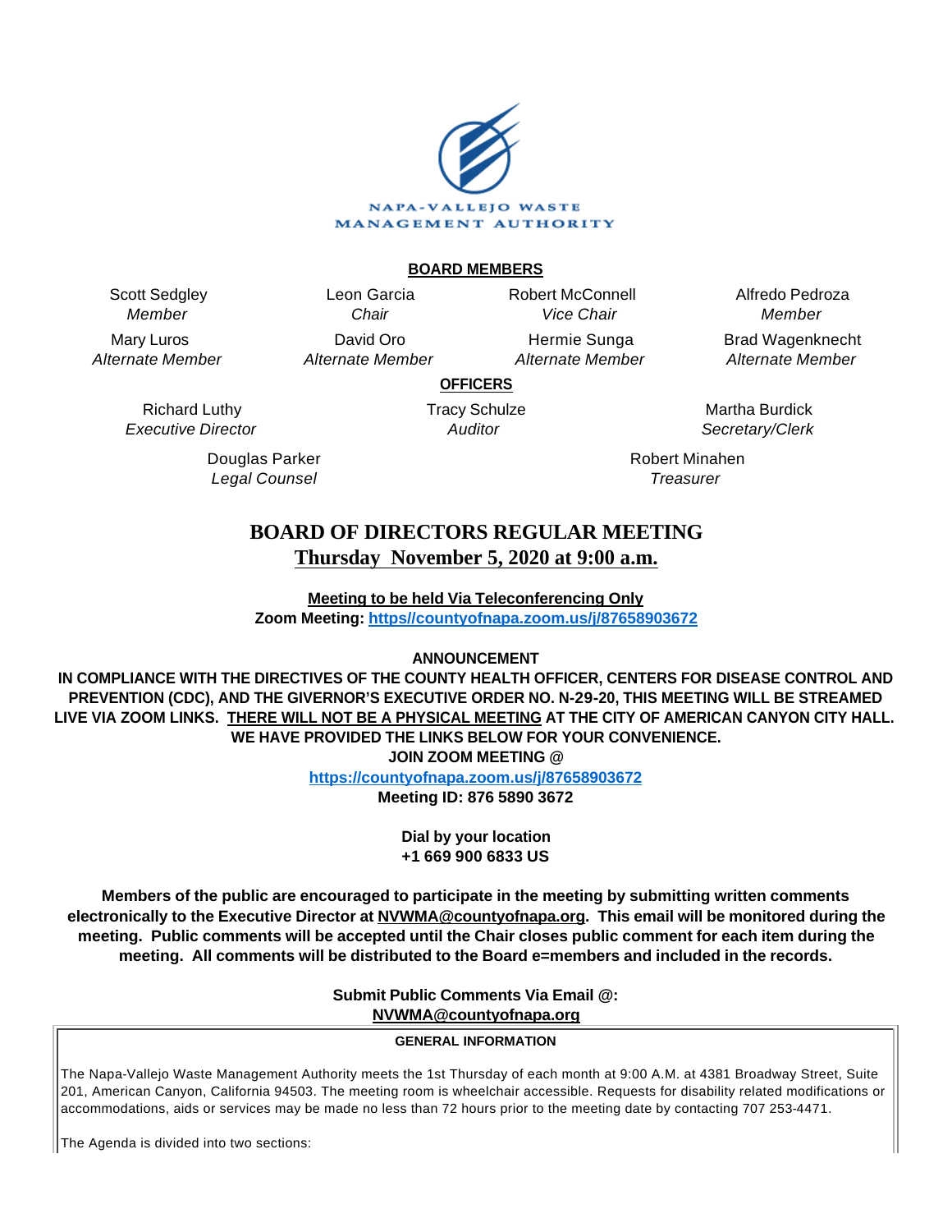NAPA-VALLEJO WASTE MANAGEMENT AUTHORITY

**BOARD MEMBERS**

| | | | |
|---|---|---|---|
| Scott Sedgley<br>*Member* | Leon Garcia<br>*Chair* | Robert McConnell<br>*Vice Chair* | Alfredo Pedroza<br>*Member* |
| Mary Luros<br>*Alternate Member* | David Oro<br>*Alternate Member* | Hermie Sunga<br>*Alternate Member* | Brad Wagenknecht<br>*Alternate Member* |

**OFFICERS**

| | | |
|---|---|---|
| Richard Luthy<br>*Executive Director* | Tracy Schulze<br>*Auditor* | Martha Burdick<br>*Secretary/Clerk* |
| Douglas Parker<br>*Legal Counsel* | | Robert Minahen<br>*Treasurer* |

# BOARD OF DIRECTORS REGULAR MEETING
## Thursday November 5, 2020 at 9:00 a.m.

**Meeting to be held Via Teleconferencing Only**
**Zoom Meeting: https//countyofnapa.zoom.us/j/87658903672**

**ANNOUNCEMENT**

**IN COMPLIANCE WITH THE DIRECTIVES OF THE COUNTY HEALTH OFFICER, CENTERS FOR DISEASE CONTROL AND PREVENTION (CDC), AND THE GIVERNOR'S EXECUTIVE ORDER NO. N-29-20, THIS MEETING WILL BE STREAMED LIVE VIA ZOOM LINKS. THERE WILL NOT BE A PHYSICAL MEETING AT THE CITY OF AMERICAN CANYON CITY HALL. WE HAVE PROVIDED THE LINKS BELOW FOR YOUR CONVENIENCE.**

**JOIN ZOOM MEETING @**
**https://countyofnapa.zoom.us/j/87658903672**
**Meeting ID: 876 5890 3672**

**Dial by your location**
**+1 669 900 6833 US**

**Members of the public are encouraged to participate in the meeting by submitting written comments electronically to the Executive Director at NVWMA@countyofnapa.org. This email will be monitored during the meeting. Public comments will be accepted until the Chair closes public comment for each item during the meeting. All comments will be distributed to the Board e=members and included in the records.**

**Submit Public Comments Via Email @:**
**NVWMA@countyofnapa.org**

**GENERAL INFORMATION**

The Napa-Vallejo Waste Management Authority meets the 1st Thursday of each month at 9:00 A.M. at 4381 Broadway Street, Suite 201, American Canyon, California 94503. The meeting room is wheelchair accessible. Requests for disability related modifications or accommodations, aids or services may be made no less than 72 hours prior to the meeting date by contacting 707 253-4471.

The Agenda is divided into two sections: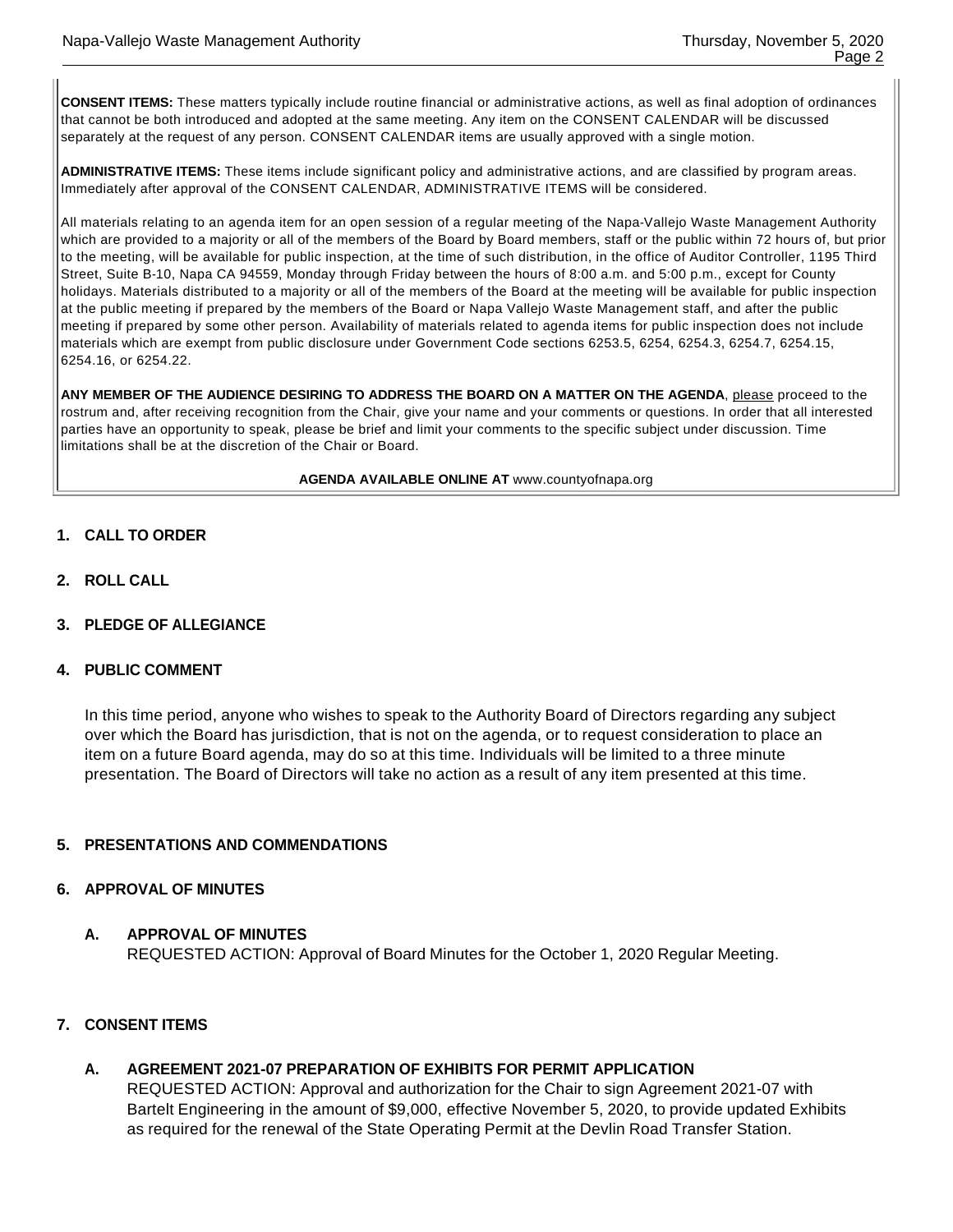**CONSENT ITEMS:** These matters typically include routine financial or administrative actions, as well as final adoption of ordinances that cannot be both introduced and adopted at the same meeting. Any item on the CONSENT CALENDAR will be discussed separately at the request of any person. CONSENT CALENDAR items are usually approved with a single motion.

**ADMINISTRATIVE ITEMS:** These items include significant policy and administrative actions, and are classified by program areas. Immediately after approval of the CONSENT CALENDAR, ADMINISTRATIVE ITEMS will be considered.

All materials relating to an agenda item for an open session of a regular meeting of the Napa-Vallejo Waste Management Authority which are provided to a majority or all of the members of the Board by Board members, staff or the public within 72 hours of, but prior to the meeting, will be available for public inspection, at the time of such distribution, in the office of Auditor Controller, 1195 Third Street, Suite B-10, Napa CA 94559, Monday through Friday between the hours of 8:00 a.m. and 5:00 p.m., except for County holidays. Materials distributed to a majority or all of the members of the Board at the meeting will be available for public inspection at the public meeting if prepared by the members of the Board or Napa Vallejo Waste Management staff, and after the public meeting if prepared by some other person. Availability of materials related to agenda items for public inspection does not include materials which are exempt from public disclosure under Government Code sections 6253.5, 6254, 6254.3, 6254.7, 6254.15, 6254.16, or 6254.22.

**ANY MEMBER OF THE AUDIENCE DESIRING TO ADDRESS THE BOARD ON A MATTER ON THE AGENDA**, please proceed to the rostrum and, after receiving recognition from the Chair, give your name and your comments or questions. In order that all interested parties have an opportunity to speak, please be brief and limit your comments to the specific subject under discussion. Time limitations shall be at the discretion of the Chair or Board.

**AGENDA AVAILABLE ONLINE AT** www.countyofnapa.org

**1. CALL TO ORDER**

**2. ROLL CALL**

**3. PLEDGE OF ALLEGIANCE**

**4. PUBLIC COMMENT**

In this time period, anyone who wishes to speak to the Authority Board of Directors regarding any subject over which the Board has jurisdiction, that is not on the agenda, or to request consideration to place an item on a future Board agenda, may do so at this time. Individuals will be limited to a three minute presentation. The Board of Directors will take no action as a result of any item presented at this time.

**5. PRESENTATIONS AND COMMENDATIONS**

**6. APPROVAL OF MINUTES**

**A. APPROVAL OF MINUTES**
REQUESTED ACTION: Approval of Board Minutes for the October 1, 2020 Regular Meeting.

**7. CONSENT ITEMS**

**A. AGREEMENT 2021-07 PREPARATION OF EXHIBITS FOR PERMIT APPLICATION**
REQUESTED ACTION: Approval and authorization for the Chair to sign Agreement 2021-07 with Bartelt Engineering in the amount of $9,000, effective November 5, 2020, to provide updated Exhibits as required for the renewal of the State Operating Permit at the Devlin Road Transfer Station.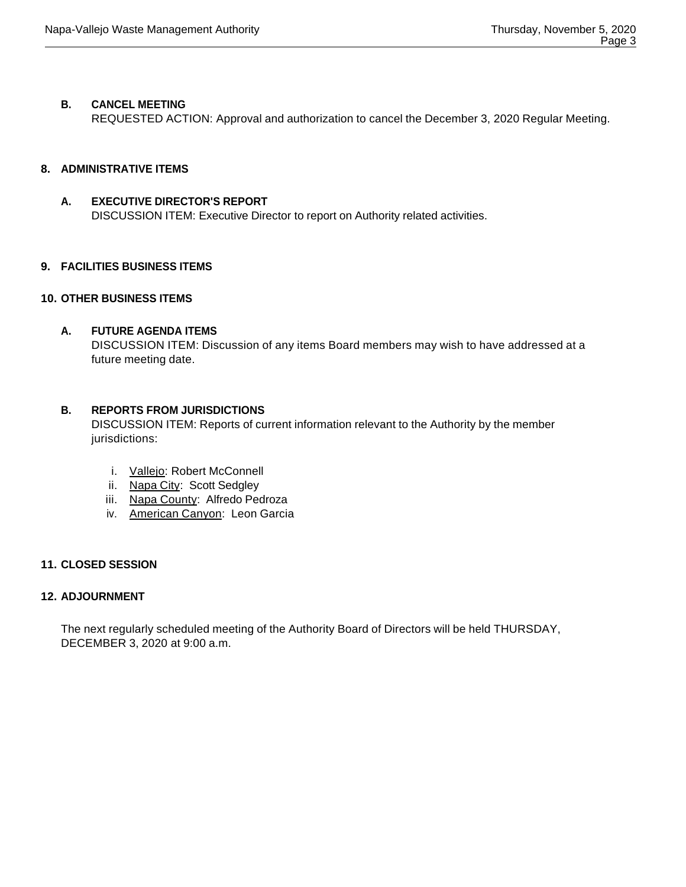**B. CANCEL MEETING**

REQUESTED ACTION: Approval and authorization to cancel the December 3, 2020 Regular Meeting.

## 8. ADMINISTRATIVE ITEMS

**A. EXECUTIVE DIRECTOR'S REPORT**

DISCUSSION ITEM: Executive Director to report on Authority related activities.

## 9. FACILITIES BUSINESS ITEMS

## 10. OTHER BUSINESS ITEMS

**A. FUTURE AGENDA ITEMS**

DISCUSSION ITEM: Discussion of any items Board members may wish to have addressed at a future meeting date.

**B. REPORTS FROM JURISDICTIONS**

DISCUSSION ITEM: Reports of current information relevant to the Authority by the member jurisdictions:

i. Vallejo: Robert McConnell
ii. Napa City: Scott Sedgley
iii. Napa County: Alfredo Pedroza
iv. American Canyon: Leon Garcia

## 11. CLOSED SESSION

## 12. ADJOURNMENT

The next regularly scheduled meeting of the Authority Board of Directors will be held THURSDAY, DECEMBER 3, 2020 at 9:00 a.m.